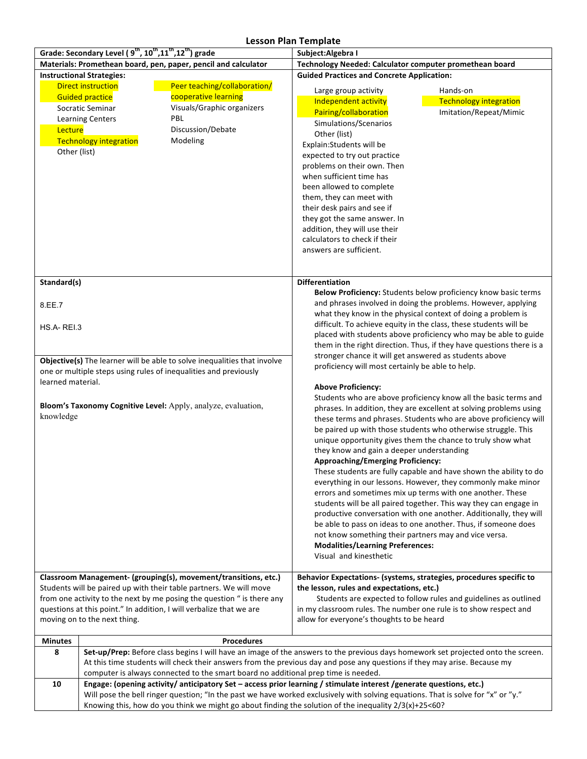# Lesson Plan Template

| Grade: Secondary Level ( 9th, 10th, 11th, 12th) grade | Subject: Algebra I |
|---|---|
| **Materials: Promethean board, pen, paper, pencil and calculator** | **Technology Needed: Calculator computer promethean board** |
| **Instructional Strategies:**<br>Direct instruction<br>Guided practice<br>Socratic Seminar<br>Learning Centers<br>Lecture<br>Technology integration<br>Other (list)<br>Peer teaching/collaboration/ cooperative learning<br>Visuals/Graphic organizers<br>PBL<br>Discussion/Debate<br>Modeling | **Guided Practices and Concrete Application:**<br>Large group activity<br>Independent activity<br>Pairing/collaboration<br>Simulations/Scenarios<br>Other (list)<br>Hands-on<br>Technology integration<br>Imitation/Repeat/Mimic<br>Explain: Students will be expected to try out practice problems on their own. Then when sufficient time has been allowed to complete them, they can meet with their desk pairs and see if they got the same answer. In addition, they will use their calculators to check if their answers are sufficient. |
| **Standard(s)**<br>8.EE.7<br>HS.A- REI.3<br><br>**Objective(s)** The learner will be able to solve inequalities that involve one or multiple steps using rules of inequalities and previously learned material.<br><br>**Bloom's Taxonomy Cognitive Level:** Apply, analyze, evaluation, knowledge | **Differentiation**<br>**Below Proficiency:** Students below proficiency know basic terms and phrases involved in doing the problems. However, applying what they know in the physical context of doing a problem is difficult. To achieve equity in the class, these students will be placed with students above proficiency who may be able to guide them in the right direction. Thus, if they have questions there is a stronger chance it will get answered as students above proficiency will most certainly be able to help.<br><br>**Above Proficiency:**<br>Students who are above proficiency know all the basic terms and phrases. In addition, they are excellent at solving problems using these terms and phrases. Students who are above proficiency will be paired up with those students who otherwise struggle. This unique opportunity gives them the chance to truly show what they know and gain a deeper understanding<br>**Approaching/Emerging Proficiency:**<br>These students are fully capable and have shown the ability to do everything in our lessons. However, they commonly make minor errors and sometimes mix up terms with one another. These students will be all paired together. This way they can engage in productive conversation with one another. Additionally, they will be able to pass on ideas to one another. Thus, if someone does not know something their partners may and vice versa.<br>**Modalities/Learning Preferences:**<br>Visual and kinesthetic |
| **Classroom Management- (grouping(s), movement/transitions, etc.)**<br>Students will be paired up with their table partners. We will move from one activity to the next by me posing the question " is there any questions at this point." In addition, I will verbalize that we are moving on to the next thing. | **Behavior Expectations- (systems, strategies, procedures specific to the lesson, rules and expectations, etc.)**<br>Students are expected to follow rules and guidelines as outlined in my classroom rules. The number one rule is to show respect and allow for everyone's thoughts to be heard |

| Minutes | Procedures |
|---|---|
| 8 | **Set-up/Prep:** Before class begins I will have an image of the answers to the previous days homework set projected onto the screen. At this time students will check their answers from the previous day and pose any questions if they may arise. Because my computer is always connected to the smart board no additional prep time is needed. |
| 10 | **Engage: (opening activity/ anticipatory Set – access prior learning / stimulate interest /generate questions, etc.)**<br>Will pose the bell ringer question; "In the past we have worked exclusively with solving equations. That is solve for "x" or "y." Knowing this, how do you think we might go about finding the solution of the inequality $2/3(x)+25<60$? |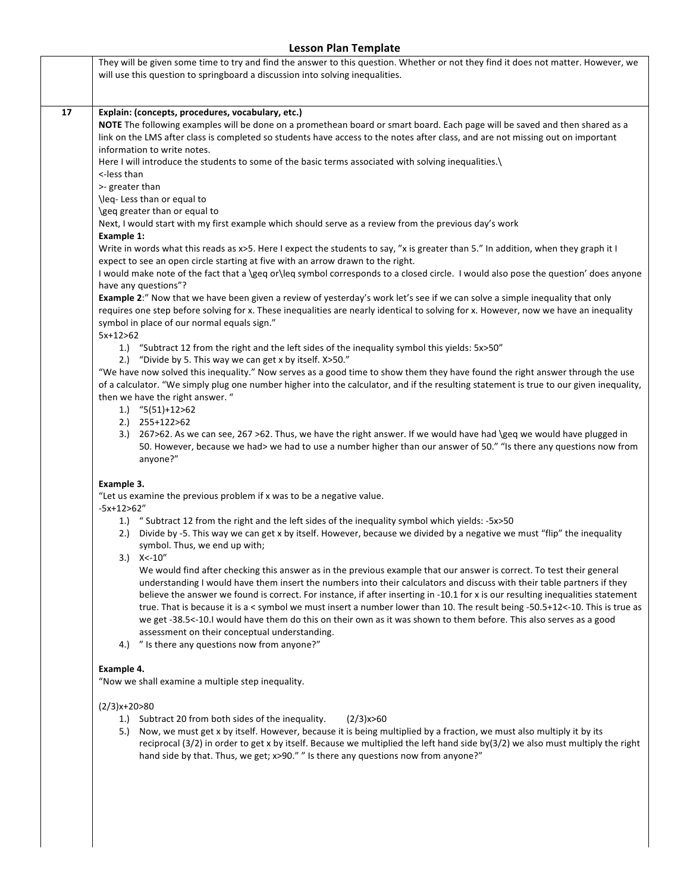## Lesson Plan Template

| | |
|---|---|
| | They will be given some time to try and find the answer to this question. Whether or not they find it does not matter. However, we will use this question to springboard a discussion into solving inequalities. |
| 17 | **Explain: (concepts, procedures, vocabulary, etc.)**<br>**NOTE** The following examples will be done on a promethean board or smart board. Each page will be saved and then shared as a link on the LMS after class is completed so students have access to the notes after class, and are not missing out on important information to write notes.<br>Here I will introduce the students to some of the basic terms associated with solving inequalities.\ <br>$<$-less than<br>$>$- greater than<br>$\leq$- Less than or equal to<br>$\geq$ greater than or equal to<br>Next, I would start with my first example which should serve as a review from the previous day's work<br>**Example 1:**<br>Write in words what this reads as $x>5$. Here I expect the students to say, "x is greater than 5." In addition, when they graph it I expect to see an open circle starting at five with an arrow drawn to the right.<br>I would make note of the fact that a $\geq$ or $\leq$ symbol corresponds to a closed circle. I would also pose the question' does anyone have any questions"?<br>**Example 2**:" Now that we have been given a review of yesterday's work let's see if we can solve a simple inequality that only requires one step before solving for x. These inequalities are nearly identical to solving for x. However, now we have an inequality symbol in place of our normal equals sign."<br>$5x+12>62$<br>1.) "Subtract 12 from the right and the left sides of the inequality symbol this yields: $5x>50$"<br>2.) "Divide by 5. This way we can get x by itself. $X>50$."<br>"We have now solved this inequality." Now serves as a good time to show them they have found the right answer through the use of a calculator. "We simply plug one number higher into the calculator, and if the resulting statement is true to our given inequality, then we have the right answer. "<br>1.) "$5(51)+12>62$<br>2.) $255+122>62$<br>3.) $267>62$. As we can see, $267 >62$. Thus, we have the right answer. If we would have had $\geq$ we would have plugged in 50. However, because we had $>$ we had to use a number higher than our answer of 50." "Is there any questions now from anyone?"<br><br>**Example 3.**<br>"Let us examine the previous problem if x was to be a negative value.<br>$-5x+12>62$"<br>1.) " Subtract 12 from the right and the left sides of the inequality symbol which yields: $-5x>50$<br>2.) Divide by -5. This way we can get x by itself. However, because we divided by a negative we must "flip" the inequality symbol. Thus, we end up with;<br>3.) $X<-10$"<br>We would find after checking this answer as in the previous example that our answer is correct. To test their general understanding I would have them insert the numbers into their calculators and discuss with their table partners if they believe the answer we found is correct. For instance, if after inserting in -10.1 for x is our resulting inequalities statement true. That is because it is a $<$ symbol we must insert a number lower than 10. The result being $-50.5+12<-10$. This is true as we get $-38.5<-10$.I would have them do this on their own as it was shown to them before. This also serves as a good assessment on their conceptual understanding.<br>4.) " Is there any questions now from anyone?"<br><br>**Example 4.**<br>"Now we shall examine a multiple step inequality.<br><br>$(2/3)x+20>80$<br>1.) Subtract 20 from both sides of the inequality. $(2/3)x>60$<br>5.) Now, we must get x by itself. However, because it is being multiplied by a fraction, we must also multiply it by its reciprocal (3/2) in order to get x by itself. Because we multiplied the left hand side by(3/2) we also must multiply the right hand side by that. Thus, we get; $x>90$." " Is there any questions now from anyone?" |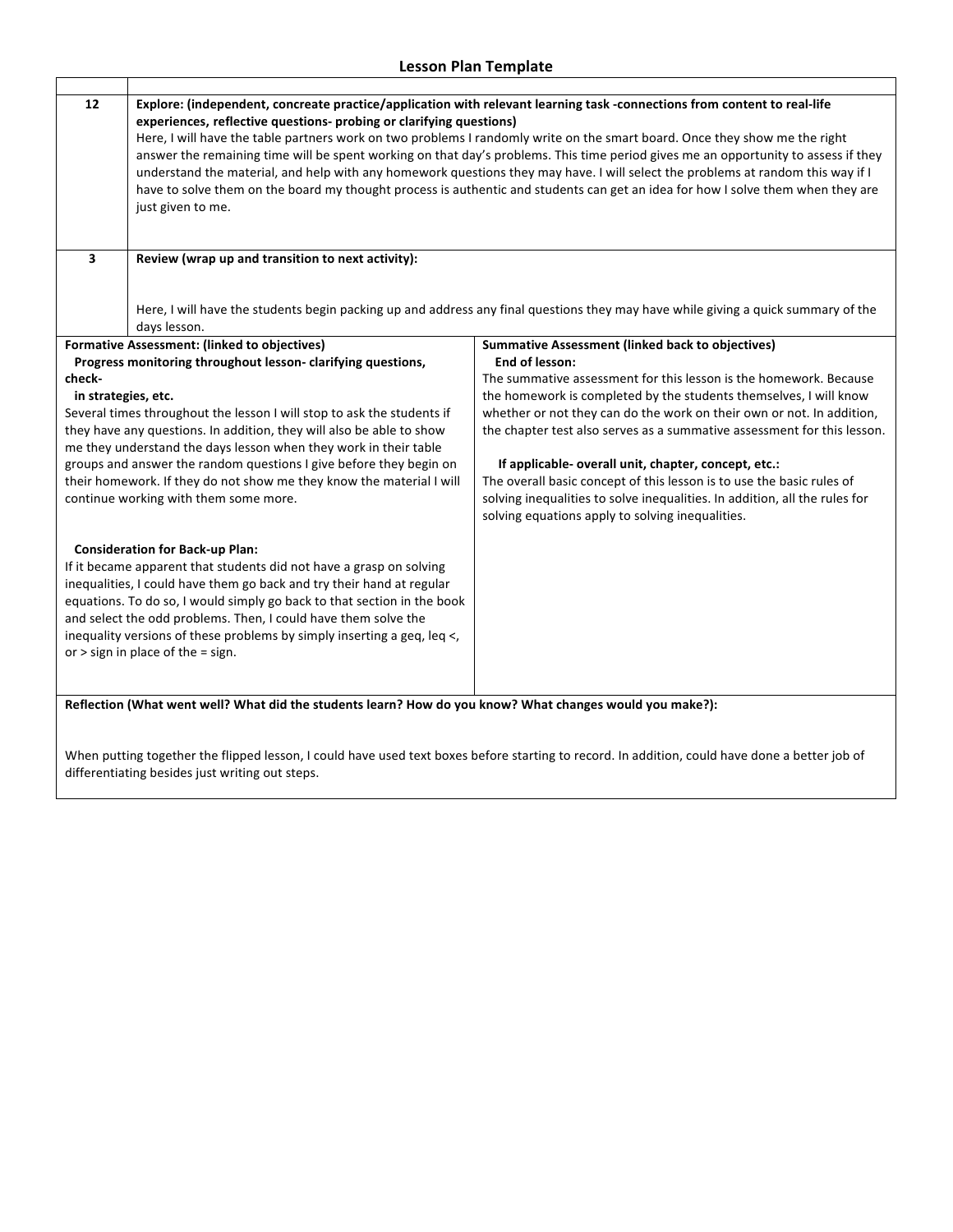## Lesson Plan Template

| | |
|---|---|
| 12 | **Explore: (independent, concreate practice/application with relevant learning task -connections from content to real-life experiences, reflective questions- probing or clarifying questions)**<br>Here, I will have the table partners work on two problems I randomly write on the smart board. Once they show me the right answer the remaining time will be spent working on that day's problems. This time period gives me an opportunity to assess if they understand the material, and help with any homework questions they may have. I will select the problems at random this way if I have to solve them on the board my thought process is authentic and students can get an idea for how I solve them when they are just given to me. |
| 3 | **Review (wrap up and transition to next activity):**<br>Here, I will have the students begin packing up and address any final questions they may have while giving a quick summary of the days lesson. |

| | |
|---|---|
| **Formative Assessment: (linked to objectives)**<br>**Progress monitoring throughout lesson- clarifying questions, check-in strategies, etc.**<br>Several times throughout the lesson I will stop to ask the students if they have any questions. In addition, they will also be able to show me they understand the days lesson when they work in their table groups and answer the random questions I give before they begin on their homework. If they do not show me they know the material I will continue working with them some more.<br><br>**Consideration for Back-up Plan:**<br>If it became apparent that students did not have a grasp on solving inequalities, I could have them go back and try their hand at regular equations. To do so, I would simply go back to that section in the book and select the odd problems. Then, I could have them solve the inequality versions of these problems by simply inserting a geq, leq <, or > sign in place of the = sign. | **Summative Assessment (linked back to objectives)**<br>**End of lesson:**<br>The summative assessment for this lesson is the homework. Because the homework is completed by the students themselves, I will know whether or not they can do the work on their own or not. In addition, the chapter test also serves as a summative assessment for this lesson.<br><br>**If applicable- overall unit, chapter, concept, etc.:**<br>The overall basic concept of this lesson is to use the basic rules of solving inequalities to solve inequalities. In addition, all the rules for solving equations apply to solving inequalities. |

**Reflection (What went well? What did the students learn? How do you know? What changes would you make?):**

When putting together the flipped lesson, I could have used text boxes before starting to record. In addition, could have done a better job of differentiating besides just writing out steps.